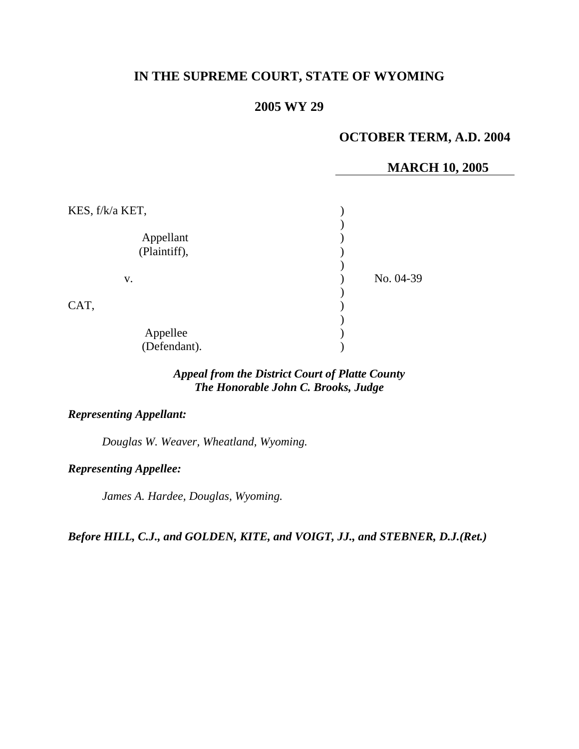# IN THE SUPREME COURT, STATE OF WYOMING

## 2005 WY 29

**OCTOBER TERM, A.D. 2004**

**MARCH 10, 2005**

| | | |
|---|---|---|
| KES, f/k/a KET, | ) | |
| | ) | |
| Appellant | ) | |
| (Plaintiff), | ) | |
| | ) | |
| v. | ) | No. 04-39 |
| | ) | |
| CAT, | ) | |
| | ) | |
| Appellee | ) | |
| (Defendant). | ) | |

***Appeal from the District Court of Platte County***
***The Honorable John C. Brooks, Judge***

***Representing Appellant:***

*Douglas W. Weaver, Wheatland, Wyoming.*

***Representing Appellee:***

*James A. Hardee, Douglas, Wyoming.*

***Before HILL, C.J., and GOLDEN, KITE, and VOIGT, JJ., and STEBNER, D.J.(Ret.)***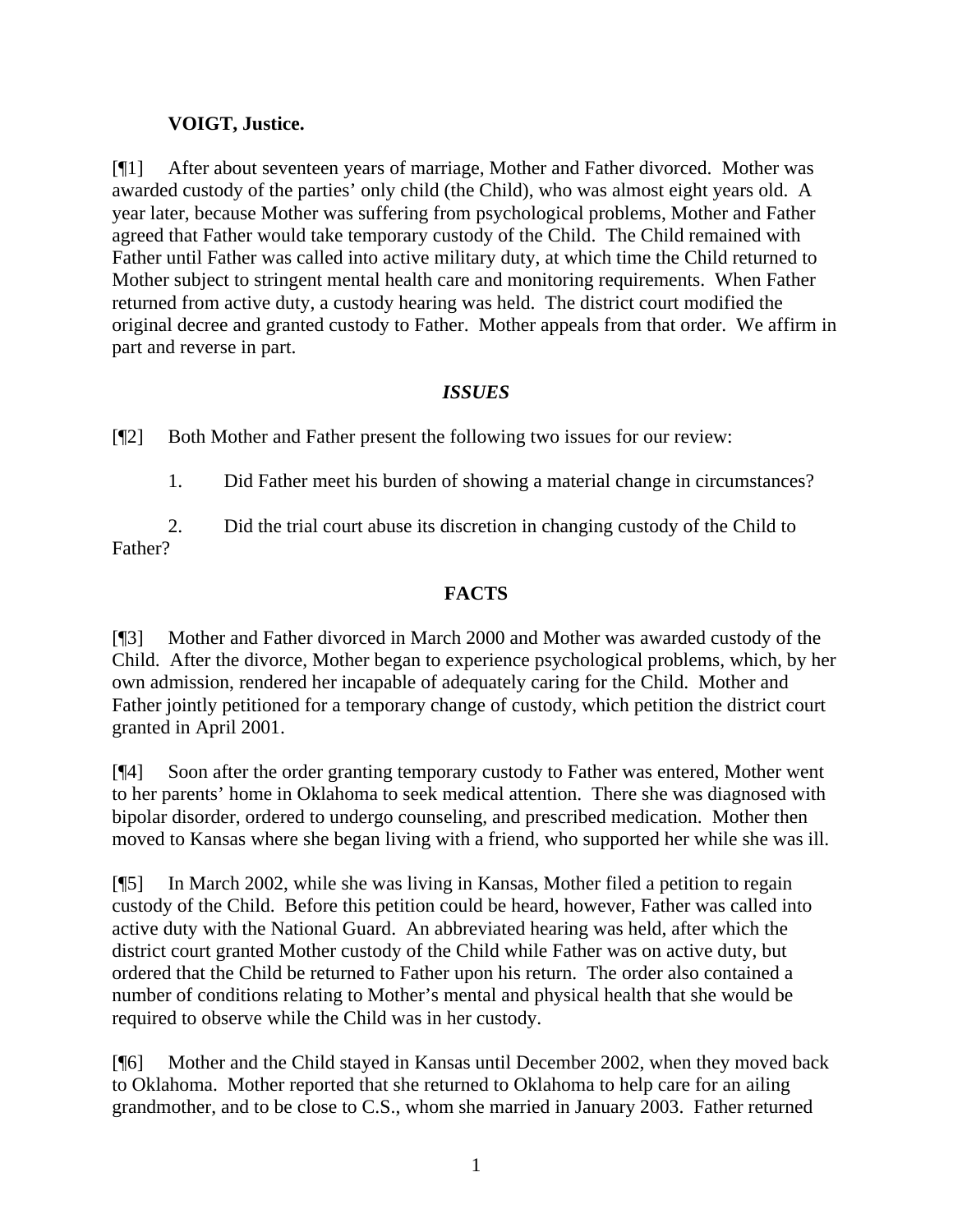**VOIGT, Justice.**

[¶1] After about seventeen years of marriage, Mother and Father divorced. Mother was awarded custody of the parties' only child (the Child), who was almost eight years old. A year later, because Mother was suffering from psychological problems, Mother and Father agreed that Father would take temporary custody of the Child. The Child remained with Father until Father was called into active military duty, at which time the Child returned to Mother subject to stringent mental health care and monitoring requirements. When Father returned from active duty, a custody hearing was held. The district court modified the original decree and granted custody to Father. Mother appeals from that order. We affirm in part and reverse in part.

## *ISSUES*

[¶2] Both Mother and Father present the following two issues for our review:

1. Did Father meet his burden of showing a material change in circumstances?

2. Did the trial court abuse its discretion in changing custody of the Child to Father?

## FACTS

[¶3] Mother and Father divorced in March 2000 and Mother was awarded custody of the Child. After the divorce, Mother began to experience psychological problems, which, by her own admission, rendered her incapable of adequately caring for the Child. Mother and Father jointly petitioned for a temporary change of custody, which petition the district court granted in April 2001.

[¶4] Soon after the order granting temporary custody to Father was entered, Mother went to her parents' home in Oklahoma to seek medical attention. There she was diagnosed with bipolar disorder, ordered to undergo counseling, and prescribed medication. Mother then moved to Kansas where she began living with a friend, who supported her while she was ill.

[¶5] In March 2002, while she was living in Kansas, Mother filed a petition to regain custody of the Child. Before this petition could be heard, however, Father was called into active duty with the National Guard. An abbreviated hearing was held, after which the district court granted Mother custody of the Child while Father was on active duty, but ordered that the Child be returned to Father upon his return. The order also contained a number of conditions relating to Mother's mental and physical health that she would be required to observe while the Child was in her custody.

[¶6] Mother and the Child stayed in Kansas until December 2002, when they moved back to Oklahoma. Mother reported that she returned to Oklahoma to help care for an ailing grandmother, and to be close to C.S., whom she married in January 2003. Father returned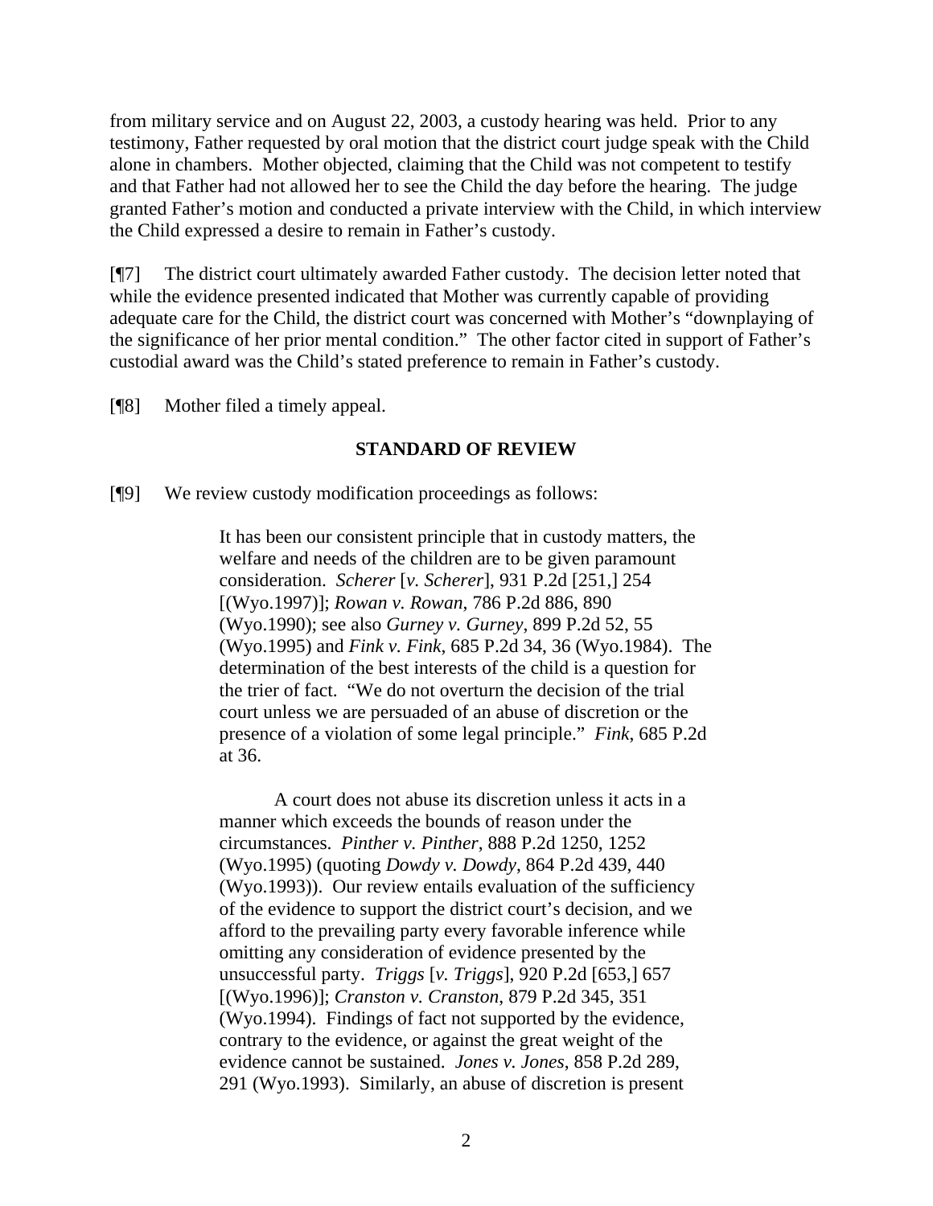from military service and on August 22, 2003, a custody hearing was held. Prior to any testimony, Father requested by oral motion that the district court judge speak with the Child alone in chambers. Mother objected, claiming that the Child was not competent to testify and that Father had not allowed her to see the Child the day before the hearing. The judge granted Father's motion and conducted a private interview with the Child, in which interview the Child expressed a desire to remain in Father's custody.

[¶7] The district court ultimately awarded Father custody. The decision letter noted that while the evidence presented indicated that Mother was currently capable of providing adequate care for the Child, the district court was concerned with Mother's "downplaying of the significance of her prior mental condition." The other factor cited in support of Father's custodial award was the Child's stated preference to remain in Father's custody.

[¶8] Mother filed a timely appeal.

## STANDARD OF REVIEW

[¶9] We review custody modification proceedings as follows:

> It has been our consistent principle that in custody matters, the welfare and needs of the children are to be given paramount consideration. *Scherer* [*v. Scherer*], 931 P.2d [251,] 254 [(Wyo.1997)]; *Rowan v. Rowan*, 786 P.2d 886, 890 (Wyo.1990); see also *Gurney v. Gurney*, 899 P.2d 52, 55 (Wyo.1995) and *Fink v. Fink*, 685 P.2d 34, 36 (Wyo.1984). The determination of the best interests of the child is a question for the trier of fact. "We do not overturn the decision of the trial court unless we are persuaded of an abuse of discretion or the presence of a violation of some legal principle." *Fink*, 685 P.2d at 36.
>
> A court does not abuse its discretion unless it acts in a manner which exceeds the bounds of reason under the circumstances. *Pinther v. Pinther*, 888 P.2d 1250, 1252 (Wyo.1995) (quoting *Dowdy v. Dowdy*, 864 P.2d 439, 440 (Wyo.1993)). Our review entails evaluation of the sufficiency of the evidence to support the district court's decision, and we afford to the prevailing party every favorable inference while omitting any consideration of evidence presented by the unsuccessful party. *Triggs* [*v. Triggs*], 920 P.2d [653,] 657 [(Wyo.1996)]; *Cranston v. Cranston*, 879 P.2d 345, 351 (Wyo.1994). Findings of fact not supported by the evidence, contrary to the evidence, or against the great weight of the evidence cannot be sustained. *Jones v. Jones*, 858 P.2d 289, 291 (Wyo.1993). Similarly, an abuse of discretion is present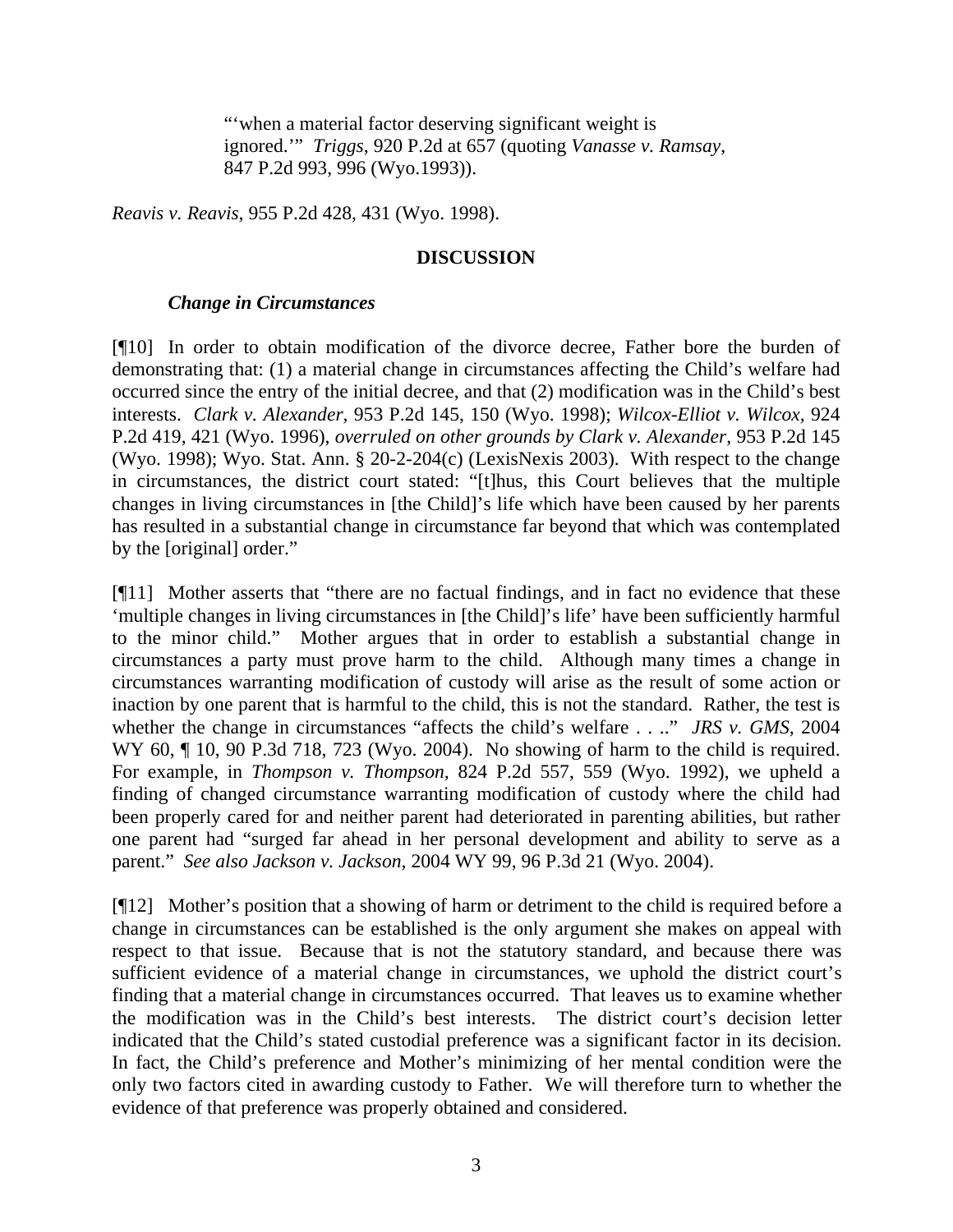> "'when a material factor deserving significant weight is ignored.'" *Triggs*, 920 P.2d at 657 (quoting *Vanasse v. Ramsay*, 847 P.2d 993, 996 (Wyo.1993)).

*Reavis v. Reavis*, 955 P.2d 428, 431 (Wyo. 1998).

## DISCUSSION

### *Change in Circumstances*

[¶10] In order to obtain modification of the divorce decree, Father bore the burden of demonstrating that: (1) a material change in circumstances affecting the Child's welfare had occurred since the entry of the initial decree, and that (2) modification was in the Child's best interests. *Clark v. Alexander,* 953 P.2d 145, 150 (Wyo. 1998); *Wilcox-Elliot v. Wilcox,* 924 P.2d 419, 421 (Wyo. 1996), *overruled on other grounds by Clark v. Alexander*, 953 P.2d 145 (Wyo. 1998); Wyo. Stat. Ann. § 20-2-204(c) (LexisNexis 2003). With respect to the change in circumstances, the district court stated: "[t]hus, this Court believes that the multiple changes in living circumstances in [the Child]'s life which have been caused by her parents has resulted in a substantial change in circumstance far beyond that which was contemplated by the [original] order."

[¶11] Mother asserts that "there are no factual findings, and in fact no evidence that these 'multiple changes in living circumstances in [the Child]'s life' have been sufficiently harmful to the minor child." Mother argues that in order to establish a substantial change in circumstances a party must prove harm to the child. Although many times a change in circumstances warranting modification of custody will arise as the result of some action or inaction by one parent that is harmful to the child, this is not the standard. Rather, the test is whether the change in circumstances "affects the child's welfare . . .." *JRS v. GMS,* 2004 WY 60, ¶ 10, 90 P.3d 718, 723 (Wyo. 2004). No showing of harm to the child is required. For example, in *Thompson v. Thompson,* 824 P.2d 557, 559 (Wyo. 1992), we upheld a finding of changed circumstance warranting modification of custody where the child had been properly cared for and neither parent had deteriorated in parenting abilities, but rather one parent had "surged far ahead in her personal development and ability to serve as a parent." *See also Jackson v. Jackson,* 2004 WY 99, 96 P.3d 21 (Wyo. 2004).

[¶12] Mother's position that a showing of harm or detriment to the child is required before a change in circumstances can be established is the only argument she makes on appeal with respect to that issue. Because that is not the statutory standard, and because there was sufficient evidence of a material change in circumstances, we uphold the district court's finding that a material change in circumstances occurred. That leaves us to examine whether the modification was in the Child's best interests. The district court's decision letter indicated that the Child's stated custodial preference was a significant factor in its decision. In fact, the Child's preference and Mother's minimizing of her mental condition were the only two factors cited in awarding custody to Father. We will therefore turn to whether the evidence of that preference was properly obtained and considered.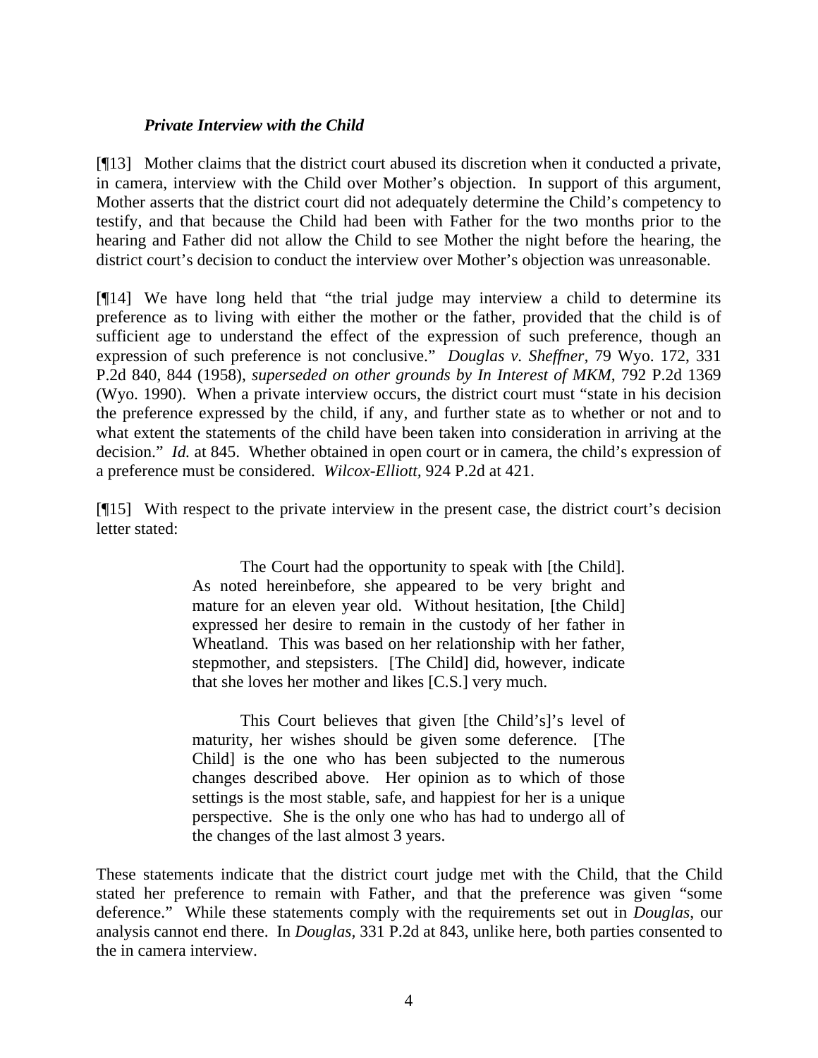***Private Interview with the Child***

[¶13] Mother claims that the district court abused its discretion when it conducted a private, in camera, interview with the Child over Mother's objection. In support of this argument, Mother asserts that the district court did not adequately determine the Child's competency to testify, and that because the Child had been with Father for the two months prior to the hearing and Father did not allow the Child to see Mother the night before the hearing, the district court's decision to conduct the interview over Mother's objection was unreasonable.

[¶14] We have long held that "the trial judge may interview a child to determine its preference as to living with either the mother or the father, provided that the child is of sufficient age to understand the effect of the expression of such preference, though an expression of such preference is not conclusive." *Douglas v. Sheffner*, 79 Wyo. 172, 331 P.2d 840, 844 (1958), *superseded on other grounds by In Interest of MKM*, 792 P.2d 1369 (Wyo. 1990). When a private interview occurs, the district court must "state in his decision the preference expressed by the child, if any, and further state as to whether or not and to what extent the statements of the child have been taken into consideration in arriving at the decision." *Id.* at 845. Whether obtained in open court or in camera, the child's expression of a preference must be considered. *Wilcox-Elliott*, 924 P.2d at 421.

[¶15] With respect to the private interview in the present case, the district court's decision letter stated:

> The Court had the opportunity to speak with [the Child]. As noted hereinbefore, she appeared to be very bright and mature for an eleven year old. Without hesitation, [the Child] expressed her desire to remain in the custody of her father in Wheatland. This was based on her relationship with her father, stepmother, and stepsisters. [The Child] did, however, indicate that she loves her mother and likes [C.S.] very much.
>
> This Court believes that given [the Child's]'s level of maturity, her wishes should be given some deference. [The Child] is the one who has been subjected to the numerous changes described above. Her opinion as to which of those settings is the most stable, safe, and happiest for her is a unique perspective. She is the only one who has had to undergo all of the changes of the last almost 3 years.

These statements indicate that the district court judge met with the Child, that the Child stated her preference to remain with Father, and that the preference was given "some deference." While these statements comply with the requirements set out in *Douglas*, our analysis cannot end there. In *Douglas*, 331 P.2d at 843, unlike here, both parties consented to the in camera interview.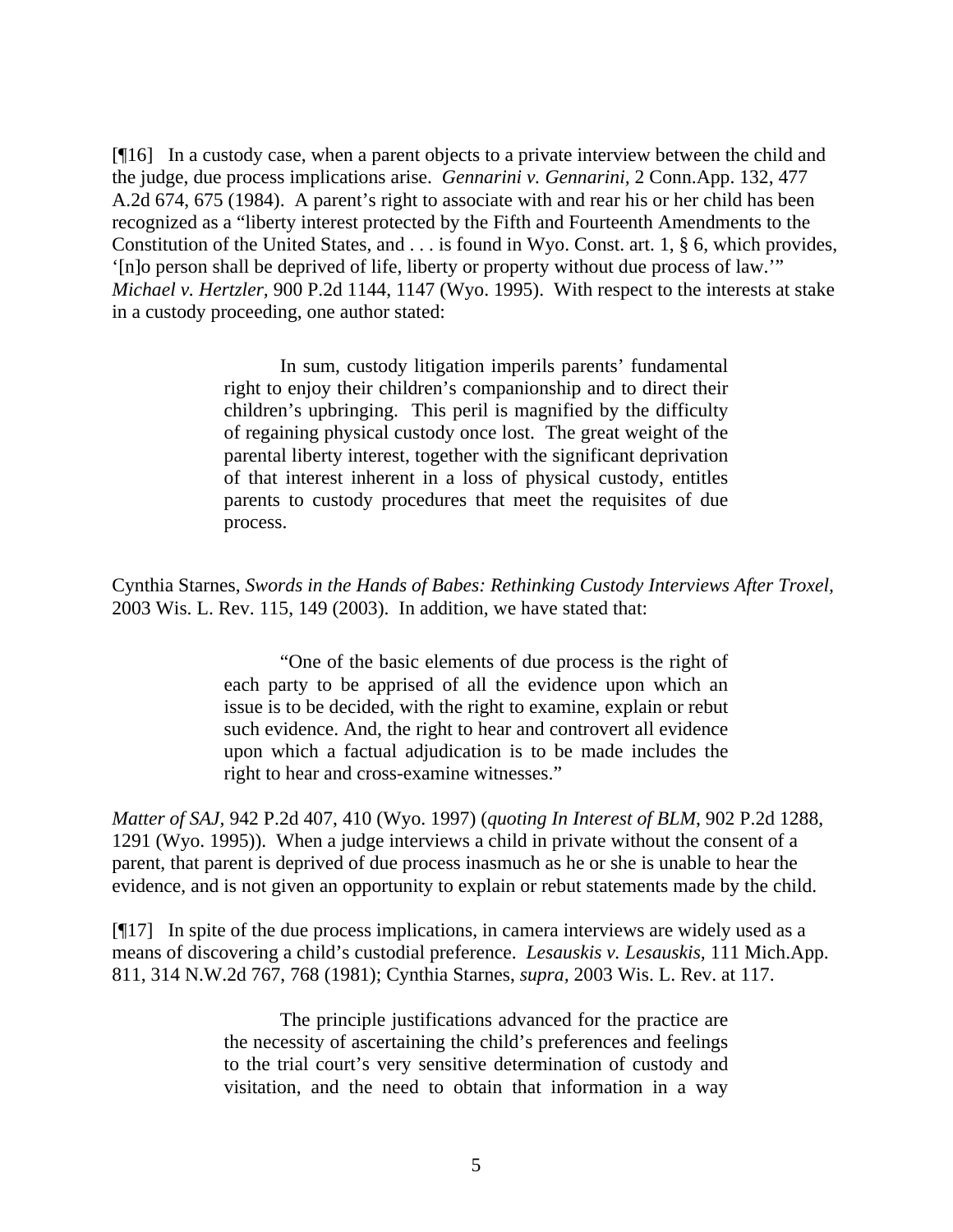[¶16] In a custody case, when a parent objects to a private interview between the child and the judge, due process implications arise. *Gennarini v. Gennarini,* 2 Conn.App. 132, 477 A.2d 674, 675 (1984). A parent's right to associate with and rear his or her child has been recognized as a "liberty interest protected by the Fifth and Fourteenth Amendments to the Constitution of the United States, and . . . is found in Wyo. Const. art. 1, § 6, which provides, '[n]o person shall be deprived of life, liberty or property without due process of law.'" *Michael v. Hertzler,* 900 P.2d 1144, 1147 (Wyo. 1995). With respect to the interests at stake in a custody proceeding, one author stated:

> In sum, custody litigation imperils parents' fundamental right to enjoy their children's companionship and to direct their children's upbringing. This peril is magnified by the difficulty of regaining physical custody once lost. The great weight of the parental liberty interest, together with the significant deprivation of that interest inherent in a loss of physical custody, entitles parents to custody procedures that meet the requisites of due process.

Cynthia Starnes, *Swords in the Hands of Babes: Rethinking Custody Interviews After Troxel,* 2003 Wis. L. Rev. 115, 149 (2003). In addition, we have stated that:

> "One of the basic elements of due process is the right of each party to be apprised of all the evidence upon which an issue is to be decided, with the right to examine, explain or rebut such evidence. And, the right to hear and controvert all evidence upon which a factual adjudication is to be made includes the right to hear and cross-examine witnesses."

*Matter of SAJ*, 942 P.2d 407, 410 (Wyo. 1997) (*quoting In Interest of BLM*, 902 P.2d 1288, 1291 (Wyo. 1995)). When a judge interviews a child in private without the consent of a parent, that parent is deprived of due process inasmuch as he or she is unable to hear the evidence, and is not given an opportunity to explain or rebut statements made by the child.

[¶17] In spite of the due process implications, in camera interviews are widely used as a means of discovering a child's custodial preference. *Lesauskis v. Lesauskis,* 111 Mich.App. 811, 314 N.W.2d 767, 768 (1981); Cynthia Starnes, *supra,* 2003 Wis. L. Rev. at 117.

> The principle justifications advanced for the practice are the necessity of ascertaining the child's preferences and feelings to the trial court's very sensitive determination of custody and visitation, and the need to obtain that information in a way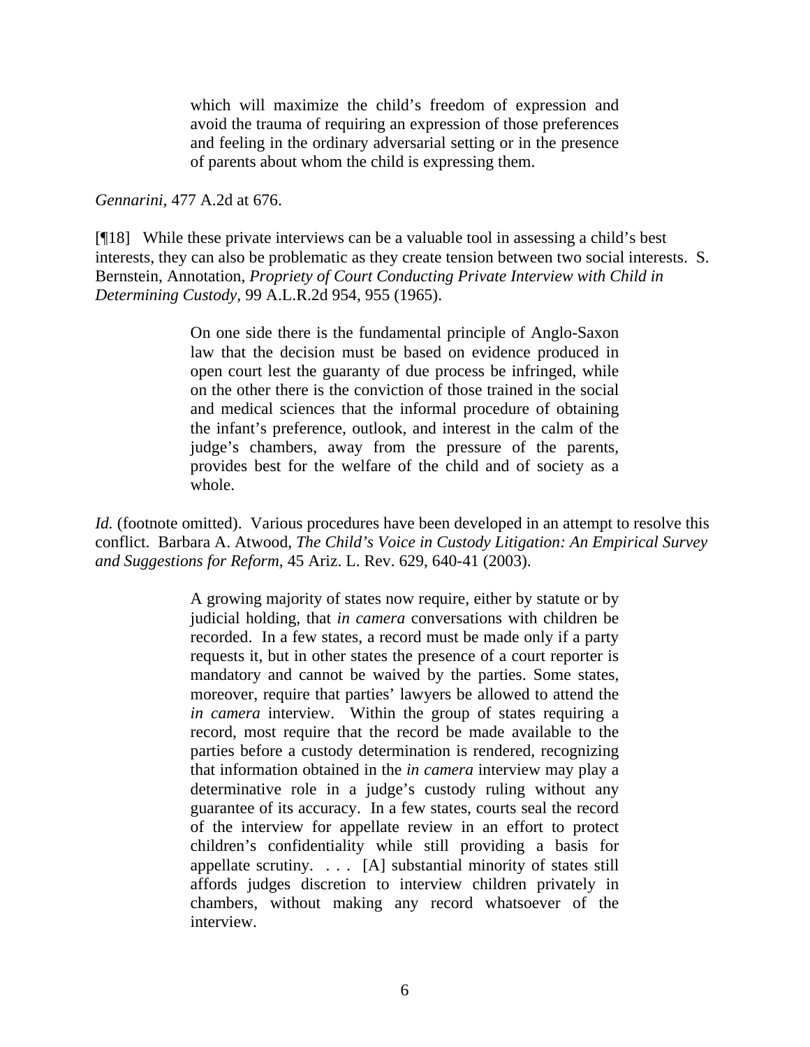> which will maximize the child's freedom of expression and avoid the trauma of requiring an expression of those preferences and feeling in the ordinary adversarial setting or in the presence of parents about whom the child is expressing them.

*Gennarini*, 477 A.2d at 676.

[¶18] While these private interviews can be a valuable tool in assessing a child's best interests, they can also be problematic as they create tension between two social interests. S. Bernstein, Annotation, *Propriety of Court Conducting Private Interview with Child in Determining Custody*, 99 A.L.R.2d 954, 955 (1965).

> On one side there is the fundamental principle of Anglo-Saxon law that the decision must be based on evidence produced in open court lest the guaranty of due process be infringed, while on the other there is the conviction of those trained in the social and medical sciences that the informal procedure of obtaining the infant's preference, outlook, and interest in the calm of the judge's chambers, away from the pressure of the parents, provides best for the welfare of the child and of society as a whole.

*Id.* (footnote omitted). Various procedures have been developed in an attempt to resolve this conflict. Barbara A. Atwood, *The Child's Voice in Custody Litigation: An Empirical Survey and Suggestions for Reform*, 45 Ariz. L. Rev. 629, 640-41 (2003).

> A growing majority of states now require, either by statute or by judicial holding, that *in camera* conversations with children be recorded. In a few states, a record must be made only if a party requests it, but in other states the presence of a court reporter is mandatory and cannot be waived by the parties. Some states, moreover, require that parties' lawyers be allowed to attend the *in camera* interview. Within the group of states requiring a record, most require that the record be made available to the parties before a custody determination is rendered, recognizing that information obtained in the *in camera* interview may play a determinative role in a judge's custody ruling without any guarantee of its accuracy. In a few states, courts seal the record of the interview for appellate review in an effort to protect children's confidentiality while still providing a basis for appellate scrutiny. . . . [A] substantial minority of states still affords judges discretion to interview children privately in chambers, without making any record whatsoever of the interview.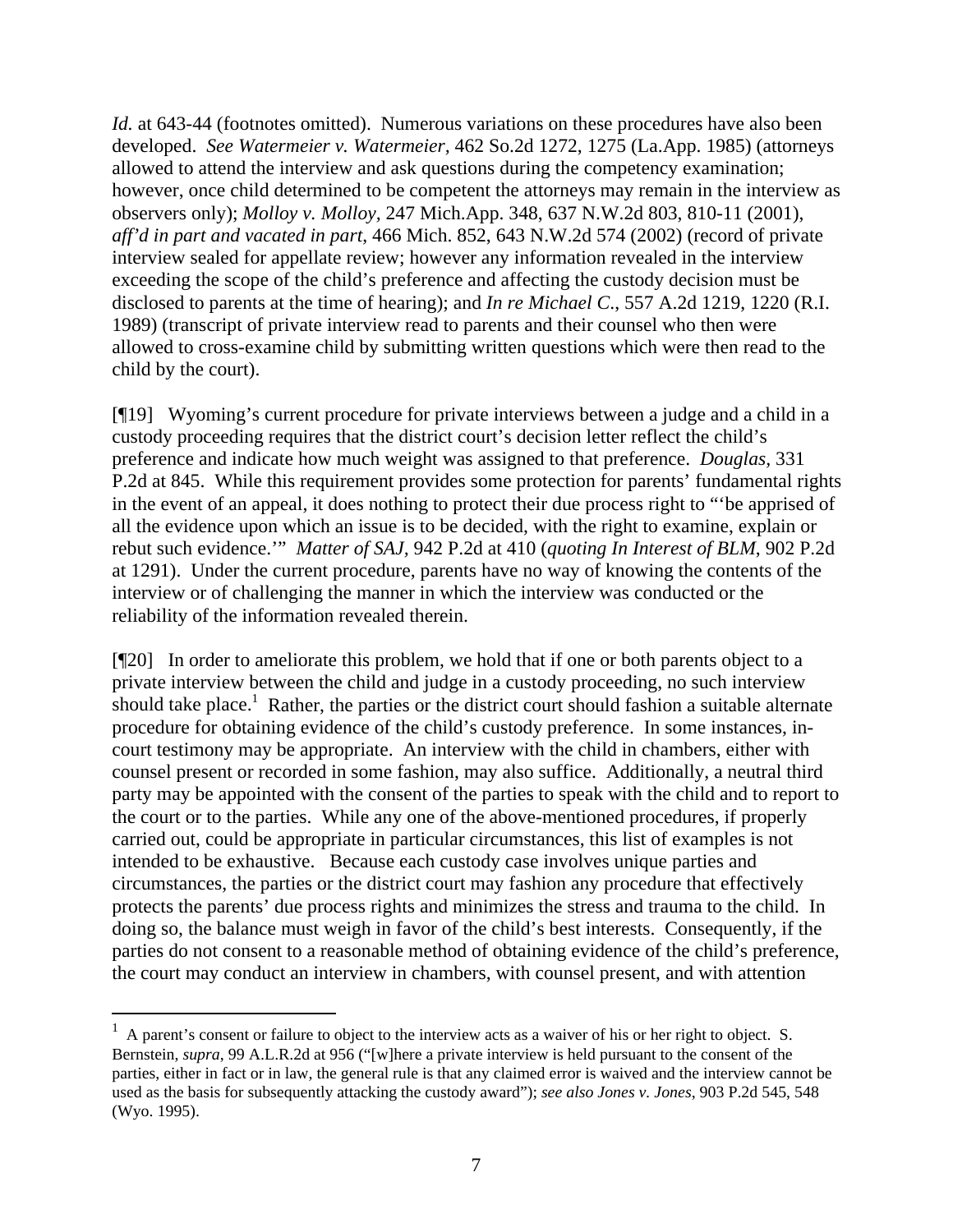*Id.* at 643-44 (footnotes omitted). Numerous variations on these procedures have also been developed. *See Watermeier v. Watermeier*, 462 So.2d 1272, 1275 (La.App. 1985) (attorneys allowed to attend the interview and ask questions during the competency examination; however, once child determined to be competent the attorneys may remain in the interview as observers only); *Molloy v. Molloy*, 247 Mich.App. 348, 637 N.W.2d 803, 810-11 (2001), *aff'd in part and vacated in part*, 466 Mich. 852, 643 N.W.2d 574 (2002) (record of private interview sealed for appellate review; however any information revealed in the interview exceeding the scope of the child's preference and affecting the custody decision must be disclosed to parents at the time of hearing); and *In re Michael C.*, 557 A.2d 1219, 1220 (R.I. 1989) (transcript of private interview read to parents and their counsel who then were allowed to cross-examine child by submitting written questions which were then read to the child by the court).

[¶19] Wyoming's current procedure for private interviews between a judge and a child in a custody proceeding requires that the district court's decision letter reflect the child's preference and indicate how much weight was assigned to that preference. *Douglas*, 331 P.2d at 845. While this requirement provides some protection for parents' fundamental rights in the event of an appeal, it does nothing to protect their due process right to "'be apprised of all the evidence upon which an issue is to be decided, with the right to examine, explain or rebut such evidence.'" *Matter of SAJ*, 942 P.2d at 410 (*quoting In Interest of BLM*, 902 P.2d at 1291). Under the current procedure, parents have no way of knowing the contents of the interview or of challenging the manner in which the interview was conducted or the reliability of the information revealed therein.

[¶20] In order to ameliorate this problem, we hold that if one or both parents object to a private interview between the child and judge in a custody proceeding, no such interview should take place.[1] Rather, the parties or the district court should fashion a suitable alternate procedure for obtaining evidence of the child's custody preference. In some instances, in-court testimony may be appropriate. An interview with the child in chambers, either with counsel present or recorded in some fashion, may also suffice. Additionally, a neutral third party may be appointed with the consent of the parties to speak with the child and to report to the court or to the parties. While any one of the above-mentioned procedures, if properly carried out, could be appropriate in particular circumstances, this list of examples is not intended to be exhaustive. Because each custody case involves unique parties and circumstances, the parties or the district court may fashion any procedure that effectively protects the parents' due process rights and minimizes the stress and trauma to the child. In doing so, the balance must weigh in favor of the child's best interests. Consequently, if the parties do not consent to a reasonable method of obtaining evidence of the child's preference, the court may conduct an interview in chambers, with counsel present, and with attention

---

[1] A parent's consent or failure to object to the interview acts as a waiver of his or her right to object. S. Bernstein, *supra*, 99 A.L.R.2d at 956 ("[w]here a private interview is held pursuant to the consent of the parties, either in fact or in law, the general rule is that any claimed error is waived and the interview cannot be used as the basis for subsequently attacking the custody award"); *see also Jones v. Jones*, 903 P.2d 545, 548 (Wyo. 1995).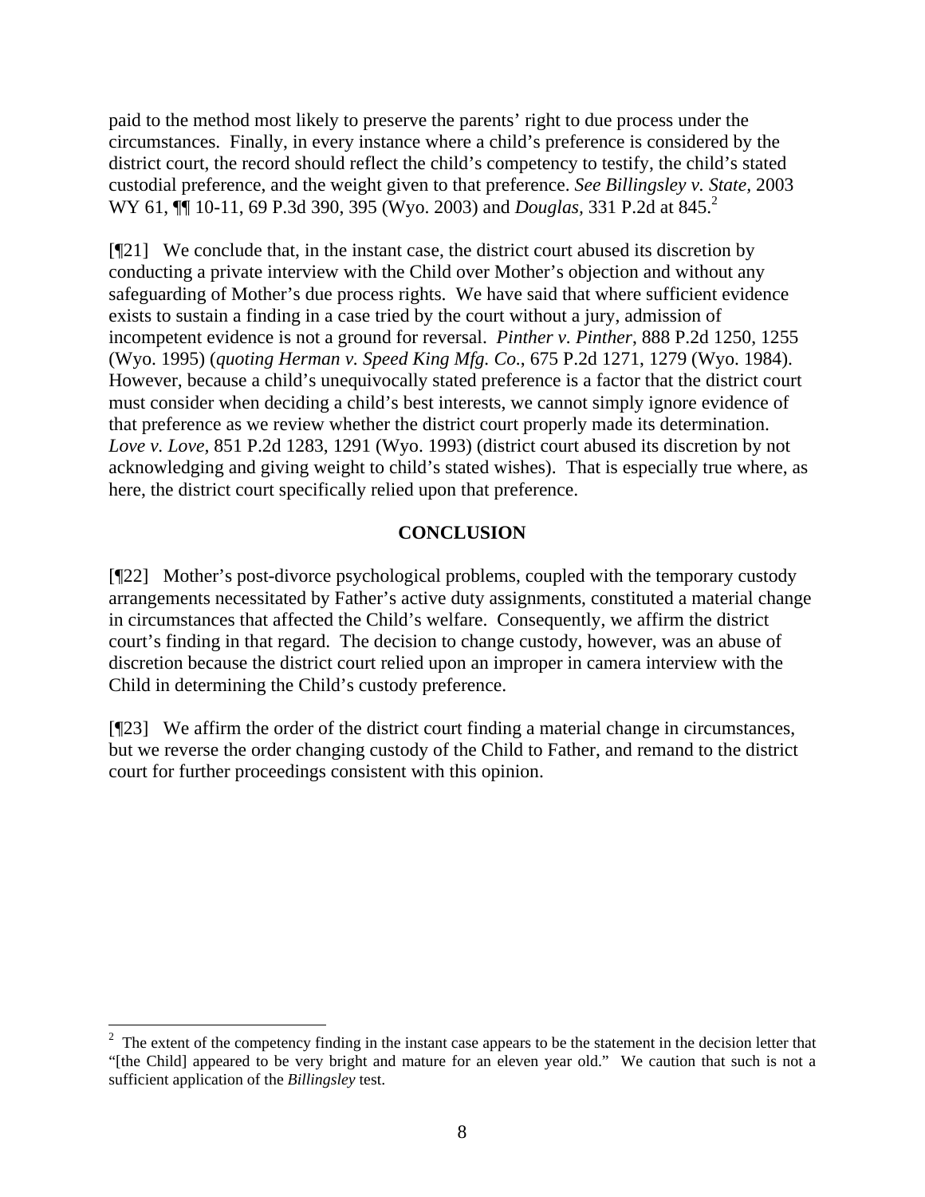paid to the method most likely to preserve the parents' right to due process under the circumstances. Finally, in every instance where a child's preference is considered by the district court, the record should reflect the child's competency to testify, the child's stated custodial preference, and the weight given to that preference. *See Billingsley v. State*, 2003 WY 61, ¶¶ 10-11, 69 P.3d 390, 395 (Wyo. 2003) and *Douglas*, 331 P.2d at 845.[2]

[¶21] We conclude that, in the instant case, the district court abused its discretion by conducting a private interview with the Child over Mother's objection and without any safeguarding of Mother's due process rights. We have said that where sufficient evidence exists to sustain a finding in a case tried by the court without a jury, admission of incompetent evidence is not a ground for reversal. *Pinther v. Pinther*, 888 P.2d 1250, 1255 (Wyo. 1995) (*quoting Herman v. Speed King Mfg. Co.*, 675 P.2d 1271, 1279 (Wyo. 1984). However, because a child's unequivocally stated preference is a factor that the district court must consider when deciding a child's best interests, we cannot simply ignore evidence of that preference as we review whether the district court properly made its determination. *Love v. Love,* 851 P.2d 1283, 1291 (Wyo. 1993) (district court abused its discretion by not acknowledging and giving weight to child's stated wishes). That is especially true where, as here, the district court specifically relied upon that preference.

## CONCLUSION

[¶22] Mother's post-divorce psychological problems, coupled with the temporary custody arrangements necessitated by Father's active duty assignments, constituted a material change in circumstances that affected the Child's welfare. Consequently, we affirm the district court's finding in that regard. The decision to change custody, however, was an abuse of discretion because the district court relied upon an improper in camera interview with the Child in determining the Child's custody preference.

[¶23] We affirm the order of the district court finding a material change in circumstances, but we reverse the order changing custody of the Child to Father, and remand to the district court for further proceedings consistent with this opinion.

---

[2] The extent of the competency finding in the instant case appears to be the statement in the decision letter that "[the Child] appeared to be very bright and mature for an eleven year old." We caution that such is not a sufficient application of the *Billingsley* test.